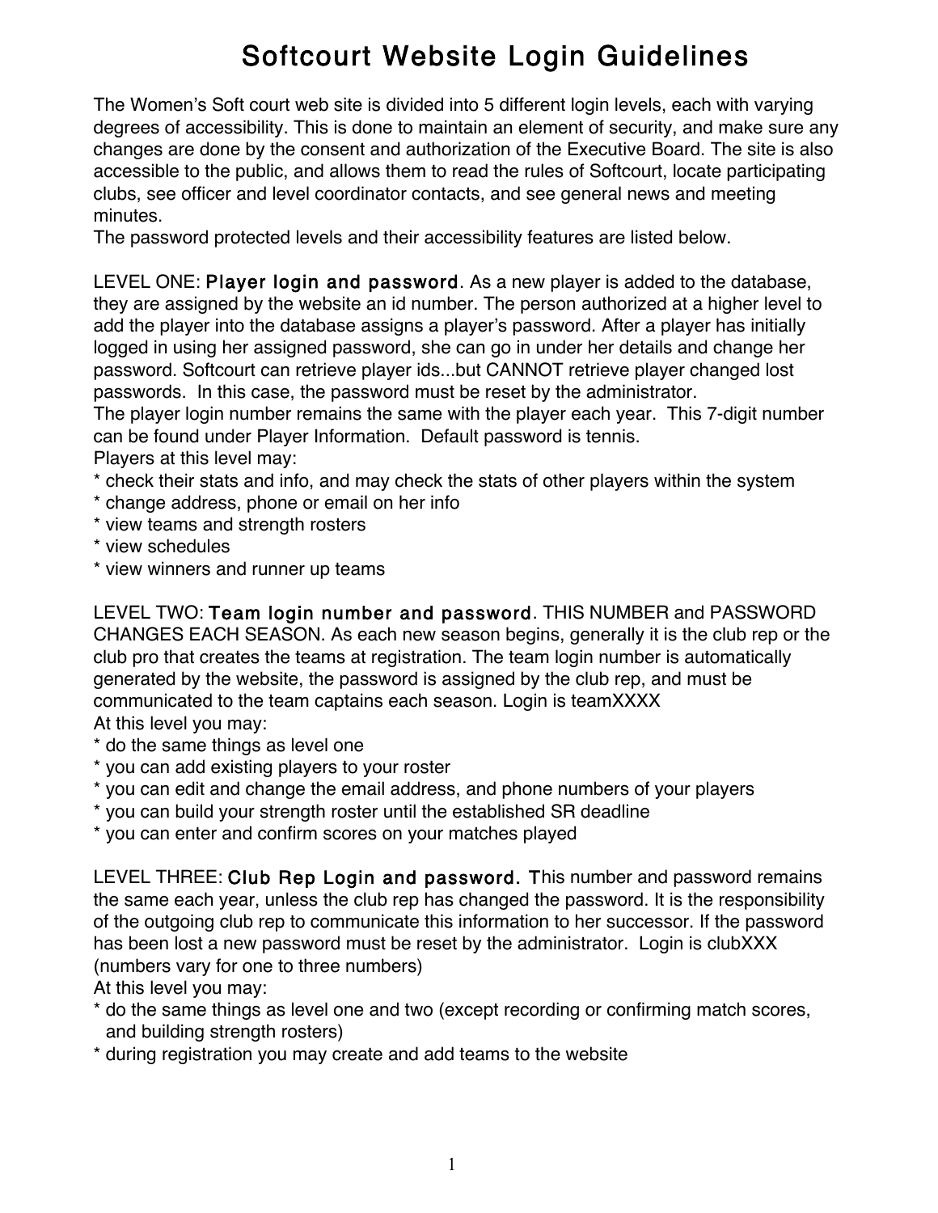# Softcourt Website Login Guidelines

The Women's Soft court web site is divided into 5 different login levels, each with varying degrees of accessibility. This is done to maintain an element of security, and make sure any changes are done by the consent and authorization of the Executive Board. The site is also accessible to the public, and allows them to read the rules of Softcourt, locate participating clubs, see officer and level coordinator contacts, and see general news and meeting minutes.
The password protected levels and their accessibility features are listed below.

LEVEL ONE: **Player login and password**. As a new player is added to the database, they are assigned by the website an id number. The person authorized at a higher level to add the player into the database assigns a player's password. After a player has initially logged in using her assigned password, she can go in under her details and change her password. Softcourt can retrieve player ids...but CANNOT retrieve player changed lost passwords. In this case, the password must be reset by the administrator.
The player login number remains the same with the player each year. This 7-digit number can be found under Player Information. Default password is tennis.
Players at this level may:
* check their stats and info, and may check the stats of other players within the system
* change address, phone or email on her info
* view teams and strength rosters
* view schedules
* view winners and runner up teams

LEVEL TWO: **Team login number and password**. THIS NUMBER and PASSWORD CHANGES EACH SEASON. As each new season begins, generally it is the club rep or the club pro that creates the teams at registration. The team login number is automatically generated by the website, the password is assigned by the club rep, and must be communicated to the team captains each season. Login is teamXXXX
At this level you may:
* do the same things as level one
* you can add existing players to your roster
* you can edit and change the email address, and phone numbers of your players
* you can build your strength roster until the established SR deadline
* you can enter and confirm scores on your matches played

LEVEL THREE: **Club Rep Login and password. T**his number and password remains the same each year, unless the club rep has changed the password. It is the responsibility of the outgoing club rep to communicate this information to her successor. If the password has been lost a new password must be reset by the administrator. Login is clubXXX (numbers vary for one to three numbers)
At this level you may:
* do the same things as level one and two (except recording or confirming match scores, and building strength rosters)
* during registration you may create and add teams to the website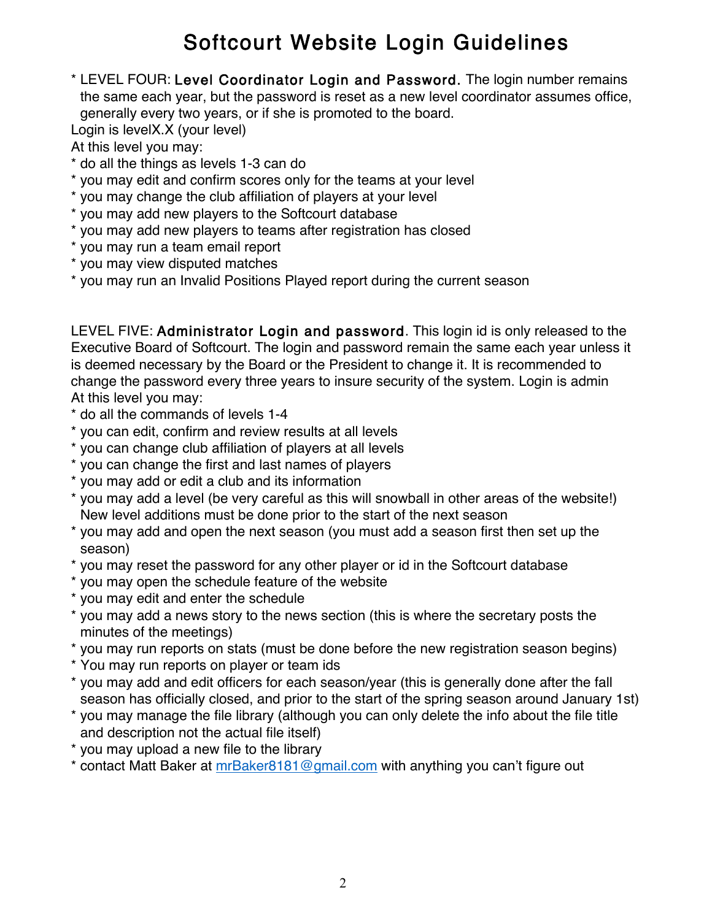# Softcourt Website Login Guidelines

* LEVEL FOUR: **Level Coordinator Login and Password.** The login number remains the same each year, but the password is reset as a new level coordinator assumes office, generally every two years, or if she is promoted to the board.

Login is levelX.X (your level)

At this level you may:

* do all the things as levels 1-3 can do
* you may edit and confirm scores only for the teams at your level
* you may change the club affiliation of players at your level
* you may add new players to the Softcourt database
* you may add new players to teams after registration has closed
* you may run a team email report
* you may view disputed matches
* you may run an Invalid Positions Played report during the current season

LEVEL FIVE: **Administrator Login and password**. This login id is only released to the Executive Board of Softcourt. The login and password remain the same each year unless it is deemed necessary by the Board or the President to change it. It is recommended to change the password every three years to insure security of the system. Login is admin

At this level you may:

* do all the commands of levels 1-4
* you can edit, confirm and review results at all levels
* you can change club affiliation of players at all levels
* you can change the first and last names of players
* you may add or edit a club and its information
* you may add a level (be very careful as this will snowball in other areas of the website!) New level additions must be done prior to the start of the next season
* you may add and open the next season (you must add a season first then set up the season)
* you may reset the password for any other player or id in the Softcourt database
* you may open the schedule feature of the website
* you may edit and enter the schedule
* you may add a news story to the news section (this is where the secretary posts the minutes of the meetings)
* you may run reports on stats (must be done before the new registration season begins)
* You may run reports on player or team ids
* you may add and edit officers for each season/year (this is generally done after the fall season has officially closed, and prior to the start of the spring season around January 1st)
* you may manage the file library (although you can only delete the info about the file title and description not the actual file itself)
* you may upload a new file to the library
* contact Matt Baker at mrBaker8181@gmail.com with anything you can't figure out